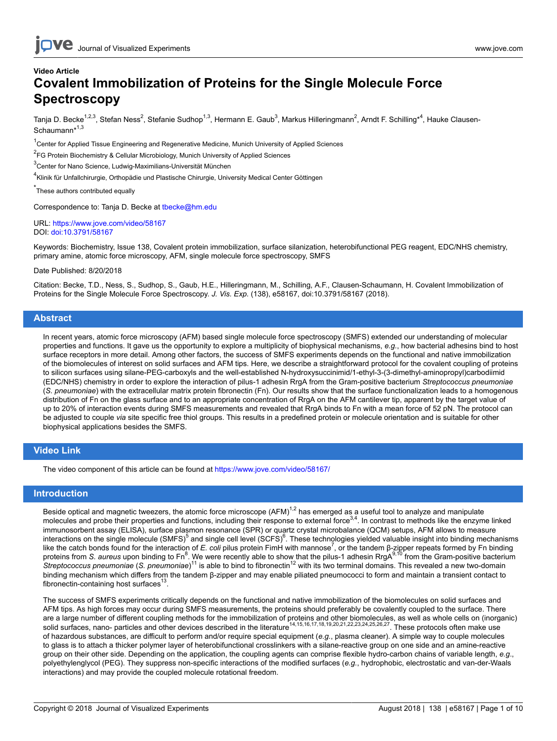Video Article

# Covalent Immobilization of Proteins for the Single Molecule Force Spectroscopy

Tanja D. Becke[1,2,3], Stefan Ness[2], Stefanie Sudhop[1,3], Hermann E. Gaub[3], Markus Hilleringmann[2], Arndt F. Schilling*[4], Hauke Clausen-Schaumann*[1,3]

[1]Center for Applied Tissue Engineering and Regenerative Medicine, Munich University of Applied Sciences

[2]FG Protein Biochemistry & Cellular Microbiology, Munich University of Applied Sciences

[3]Center for Nano Science, Ludwig-Maximilians-Universität München

[4]Klinik für Unfallchirurgie, Orthopädie und Plastische Chirurgie, University Medical Center Göttingen

*These authors contributed equally

Correspondence to: Tanja D. Becke at tbecke@hm.edu

URL: https://www.jove.com/video/58167
DOI: doi:10.3791/58167

Keywords: Biochemistry, Issue 138, Covalent protein immobilization, surface silanization, heterobifunctional PEG reagent, EDC/NHS chemistry, primary amine, atomic force microscopy, AFM, single molecule force spectroscopy, SMFS

Date Published: 8/20/2018

Citation: Becke, T.D., Ness, S., Sudhop, S., Gaub, H.E., Hilleringmann, M., Schilling, A.F., Clausen-Schaumann, H. Covalent Immobilization of Proteins for the Single Molecule Force Spectroscopy. *J. Vis. Exp.* (138), e58167, doi:10.3791/58167 (2018).

## Abstract

In recent years, atomic force microscopy (AFM) based single molecule force spectroscopy (SMFS) extended our understanding of molecular properties and functions. It gave us the opportunity to explore a multiplicity of biophysical mechanisms, *e.g.*, how bacterial adhesins bind to host surface receptors in more detail. Among other factors, the success of SMFS experiments depends on the functional and native immobilization of the biomolecules of interest on solid surfaces and AFM tips. Here, we describe a straightforward protocol for the covalent coupling of proteins to silicon surfaces using silane-PEG-carboxyls and the well-established N-hydroxysuccinimid/1-ethyl-3-(3-dimethyl-aminopropyl)carbodiimid (EDC/NHS) chemistry in order to explore the interaction of pilus-1 adhesin RrgA from the Gram-positive bacterium *Streptococcus pneumoniae* (*S. pneumoniae*) with the extracellular matrix protein fibronectin (Fn). Our results show that the surface functionalization leads to a homogenous distribution of Fn on the glass surface and to an appropriate concentration of RrgA on the AFM cantilever tip, apparent by the target value of up to 20% of interaction events during SMFS measurements and revealed that RrgA binds to Fn with a mean force of 52 pN. The protocol can be adjusted to couple *via* site specific free thiol groups. This results in a predefined protein or molecule orientation and is suitable for other biophysical applications besides the SMFS.

## Video Link

The video component of this article can be found at https://www.jove.com/video/58167/

## Introduction

Beside optical and magnetic tweezers, the atomic force microscope (AFM)[1,2] has emerged as a useful tool to analyze and manipulate molecules and probe their properties and functions, including their response to external force[3,4]. In contrast to methods like the enzyme linked immunosorbent assay (ELISA), surface plasmon resonance (SPR) or quartz crystal microbalance (QCM) setups, AFM allows to measure interactions on the single molecule (SMFS)[5] and single cell level (SCFS)[6]. These technologies yielded valuable insight into binding mechanisms like the catch bonds found for the interaction of *E. coli* pilus protein FimH with mannose[7], or the tandem β-zipper repeats formed by Fn binding proteins from *S. aureus* upon binding to Fn[8]. We were recently able to show that the pilus-1 adhesin RrgA[9,10] from the Gram-positive bacterium *Streptococcus pneumoniae* (*S. pneumoniae*)[11] is able to bind to fibronectin[12] with its two terminal domains. This revealed a new two-domain binding mechanism which differs from the tandem β-zipper and may enable piliated pneumococci to form and maintain a transient contact to fibronectin-containing host surfaces[13].

The success of SMFS experiments critically depends on the functional and native immobilization of the biomolecules on solid surfaces and AFM tips. As high forces may occur during SMFS measurements, the proteins should preferably be covalently coupled to the surface. There are a large number of different coupling methods for the immobilization of proteins and other biomolecules, as well as whole cells on (inorganic) solid surfaces, nano- particles and other devices described in the literature[14,15,16,17,18,19,20,21,22,23,24,25,26,27]. These protocols often make use of hazardous substances, are difficult to perform and/or require special equipment (*e.g.*, plasma cleaner). A simple way to couple molecules to glass is to attach a thicker polymer layer of heterobifunctional crosslinkers with a silane-reactive group on one side and an amine-reactive group on their other side. Depending on the application, the coupling agents can comprise flexible hydro-carbon chains of variable length, *e.g.*, polyethylenglycol (PEG). They suppress non-specific interactions of the modified surfaces (*e.g.*, hydrophobic, electrostatic and van-der-Waals interactions) and may provide the coupled molecule rotational freedom.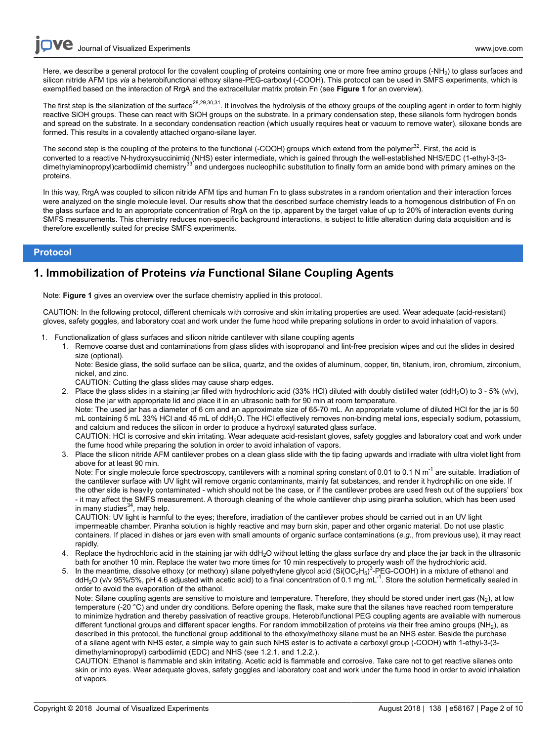Here, we describe a general protocol for the covalent coupling of proteins containing one or more free amino groups ($-NH_2$) to glass surfaces and silicon nitride AFM tips *via* a heterobifunctional ethoxy silane-PEG-carboxyl (-COOH). This protocol can be used in SMFS experiments, which is exemplified based on the interaction of RrgA and the extracellular matrix protein Fn (see **Figure 1** for an overview).

The first step is the silanization of the surface[28,29,30,31]. It involves the hydrolysis of the ethoxy groups of the coupling agent in order to form highly reactive SiOH groups. These can react with SiOH groups on the substrate. In a primary condensation step, these silanols form hydrogen bonds and spread on the substrate. In a secondary condensation reaction (which usually requires heat or vacuum to remove water), siloxane bonds are formed. This results in a covalently attached organo-silane layer.

The second step is the coupling of the proteins to the functional (-COOH) groups which extend from the polymer[32]. First, the acid is converted to a reactive N-hydroxysuccinimid (NHS) ester intermediate, which is gained through the well-established NHS/EDC (1-ethyl-3-(3-dimethylaminopropyl)carbodiimid chemistry[33] and undergoes nucleophilic substitution to finally form an amide bond with primary amines on the proteins.

In this way, RrgA was coupled to silicon nitride AFM tips and human Fn to glass substrates in a random orientation and their interaction forces were analyzed on the single molecule level. Our results show that the described surface chemistry leads to a homogenous distribution of Fn on the glass surface and to an appropriate concentration of RrgA on the tip, apparent by the target value of up to 20% of interaction events during SMFS measurements. This chemistry reduces non-specific background interactions, is subject to little alteration during data acquisition and is therefore excellently suited for precise SMFS experiments.

## Protocol

# 1. Immobilization of Proteins *via* Functional Silane Coupling Agents

Note: **Figure 1** gives an overview over the surface chemistry applied in this protocol.

CAUTION: In the following protocol, different chemicals with corrosive and skin irritating properties are used. Wear adequate (acid-resistant) gloves, safety goggles, and laboratory coat and work under the fume hood while preparing solutions in order to avoid inhalation of vapors.

1. Functionalization of glass surfaces and silicon nitride cantilever with silane coupling agents
   1. Remove coarse dust and contaminations from glass slides with isopropanol and lint-free precision wipes and cut the slides in desired size (optional).
      Note: Beside glass, the solid surface can be silica, quartz, and the oxides of aluminum, copper, tin, titanium, iron, chromium, zirconium, nickel, and zinc.
      CAUTION: Cutting the glass slides may cause sharp edges.
   2. Place the glass slides in a staining jar filled with hydrochloric acid (33% HCl) diluted with doubly distilled water ($ddH_2O$) to 3 - 5% (v/v), close the jar with appropriate lid and place it in an ultrasonic bath for 90 min at room temperature.
      Note: The used jar has a diameter of 6 cm and an approximate size of 65-70 mL. An appropriate volume of diluted HCl for the jar is 50 mL containing 5 mL 33% HCl and 45 mL of $ddH_2O$. The HCl effectively removes non-binding metal ions, especially sodium, potassium, and calcium and reduces the silicon in order to produce a hydroxyl saturated glass surface.
      CAUTION: HCl is corrosive and skin irritating. Wear adequate acid-resistant gloves, safety goggles and laboratory coat and work under the fume hood while preparing the solution in order to avoid inhalation of vapors.
   3. Place the silicon nitride AFM cantilever probes on a clean glass slide with the tip facing upwards and irradiate with ultra violet light from above for at least 90 min.
      Note: For single molecule force spectroscopy, cantilevers with a nominal spring constant of 0.01 to 0.1 N $m^{-1}$ are suitable. Irradiation of the cantilever surface with UV light will remove organic contaminants, mainly fat substances, and render it hydrophilic on one side. If the other side is heavily contaminated - which should not be the case, or if the cantilever probes are used fresh out of the suppliers' box - it may affect the SMFS measurement. A thorough cleaning of the whole cantilever chip using piranha solution, which has been used in many studies[34], may help.
      CAUTION: UV light is harmful to the eyes; therefore, irradiation of the cantilever probes should be carried out in an UV light impermeable chamber. Piranha solution is highly reactive and may burn skin, paper and other organic material. Do not use plastic containers. If placed in dishes or jars even with small amounts of organic surface contaminations (*e.g.*, from previous use), it may react rapidly.
   4. Replace the hydrochloric acid in the staining jar with $ddH_2O$ without letting the glass surface dry and place the jar back in the ultrasonic bath for another 10 min. Replace the water two more times for 10 min respectively to properly wash off the hydrochloric acid.
   5. In the meantime, dissolve ethoxy (or methoxy) silane polyethylene glycol acid ($Si(OC_2H_5)^3$-PEG-COOH) in a mixture of ethanol and $ddH_2O$ (v/v 95%/5%, pH 4.6 adjusted with acetic acid) to a final concentration of 0.1 mg $mL^{-1}$. Store the solution hermetically sealed in order to avoid the evaporation of the ethanol.
      Note: Silane coupling agents are sensitive to moisture and temperature. Therefore, they should be stored under inert gas ($N_2$), at low temperature (-20 °C) and under dry conditions. Before opening the flask, make sure that the silanes have reached room temperature to minimize hydration and thereby passivation of reactive groups. Heterobifunctional PEG coupling agents are available with numerous different functional groups and different spacer lengths. For random immobilization of proteins *via* their free amino groups ($NH_2$), as described in this protocol, the functional group additional to the ethoxy/methoxy silane must be an NHS ester. Beside the purchase of a silane agent with NHS ester, a simple way to gain such NHS ester is to activate a carboxyl group (-COOH) with 1-ethyl-3-(3-dimethylaminopropyl) carbodiimid (EDC) and NHS (see 1.2.1. and 1.2.2.).
      CAUTION: Ethanol is flammable and skin irritating. Acetic acid is flammable and corrosive. Take care not to get reactive silanes onto skin or into eyes. Wear adequate gloves, safety goggles and laboratory coat and work under the fume hood in order to avoid inhalation of vapors.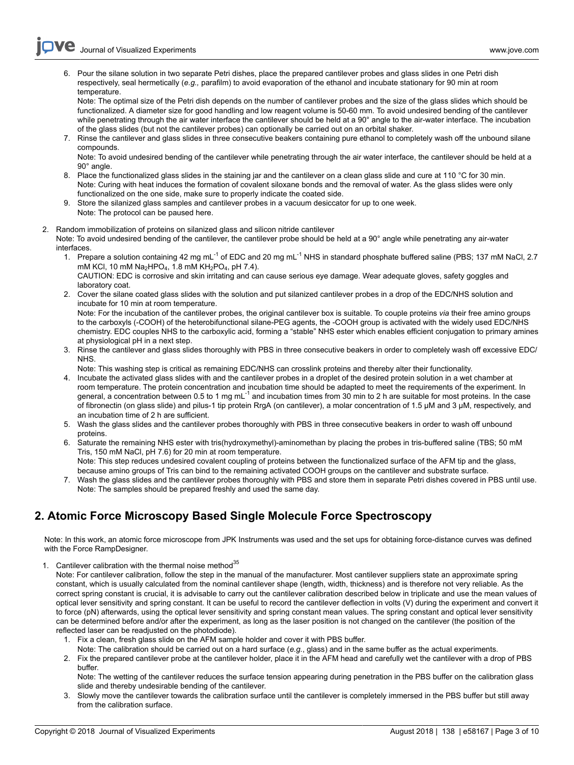6. Pour the silane solution in two separate Petri dishes, place the prepared cantilever probes and glass slides in one Petri dish respectively, seal hermetically (*e.g.,* parafilm) to avoid evaporation of the ethanol and incubate stationary for 90 min at room temperature.
   Note: The optimal size of the Petri dish depends on the number of cantilever probes and the size of the glass slides which should be functionalized. A diameter size for good handling and low reagent volume is 50-60 mm. To avoid undesired bending of the cantilever while penetrating through the air water interface the cantilever should be held at a 90° angle to the air-water interface. The incubation of the glass slides (but not the cantilever probes) can optionally be carried out on an orbital shaker.
7. Rinse the cantilever and glass slides in three consecutive beakers containing pure ethanol to completely wash off the unbound silane compounds.
   Note: To avoid undesired bending of the cantilever while penetrating through the air water interface, the cantilever should be held at a 90° angle.
8. Place the functionalized glass slides in the staining jar and the cantilever on a clean glass slide and cure at 110 °C for 30 min.
   Note: Curing with heat induces the formation of covalent siloxane bonds and the removal of water. As the glass slides were only functionalized on the one side, make sure to properly indicate the coated side.
9. Store the silanized glass samples and cantilever probes in a vacuum desiccator for up to one week.
   Note: The protocol can be paused here.

2. Random immobilization of proteins on silanized glass and silicon nitride cantilever
   Note: To avoid undesired bending of the cantilever, the cantilever probe should be held at a 90° angle while penetrating any air-water interfaces.
   1. Prepare a solution containing 42 mg $mL^{-1}$ of EDC and 20 mg $mL^{-1}$ NHS in standard phosphate buffered saline (PBS; 137 mM NaCl, 2.7 mM KCl, 10 mM $Na_2HPO_4$, 1.8 mM $KH_2PO_4$, pH 7.4).
      CAUTION: EDC is corrosive and skin irritating and can cause serious eye damage. Wear adequate gloves, safety goggles and laboratory coat.
   2. Cover the silane coated glass slides with the solution and put silanized cantilever probes in a drop of the EDC/NHS solution and incubate for 10 min at room temperature.
      Note: For the incubation of the cantilever probes, the original cantilever box is suitable. To couple proteins *via* their free amino groups to the carboxyls (-COOH) of the heterobifunctional silane-PEG agents, the -COOH group is activated with the widely used EDC/NHS chemistry. EDC couples NHS to the carboxylic acid, forming a "stable" NHS ester which enables efficient conjugation to primary amines at physiological pH in a next step.
   3. Rinse the cantilever and glass slides thoroughly with PBS in three consecutive beakers in order to completely wash off excessive EDC/NHS.
      Note: This washing step is critical as remaining EDC/NHS can crosslink proteins and thereby alter their functionality.
   4. Incubate the activated glass slides with and the cantilever probes in a droplet of the desired protein solution in a wet chamber at room temperature. The protein concentration and incubation time should be adapted to meet the requirements of the experiment. In general, a concentration between 0.5 to 1 mg $mL^{-1}$ and incubation times from 30 min to 2 h are suitable for most proteins. In the case of fibronectin (on glass slide) and pilus-1 tip protein RrgA (on cantilever), a molar concentration of 1.5 µM and 3 µM, respectively, and an incubation time of 2 h are sufficient.
   5. Wash the glass slides and the cantilever probes thoroughly with PBS in three consecutive beakers in order to wash off unbound proteins.
   6. Saturate the remaining NHS ester with tris(hydroxymethyl)-aminomethan by placing the probes in tris-buffered saline (TBS; 50 mM Tris, 150 mM NaCl, pH 7.6) for 20 min at room temperature.
      Note: This step reduces undesired covalent coupling of proteins between the functionalized surface of the AFM tip and the glass, because amino groups of Tris can bind to the remaining activated COOH groups on the cantilever and substrate surface.
   7. Wash the glass slides and the cantilever probes thoroughly with PBS and store them in separate Petri dishes covered in PBS until use.
      Note: The samples should be prepared freshly and used the same day.

## 2. Atomic Force Microscopy Based Single Molecule Force Spectroscopy

Note: In this work, an atomic force microscope from JPK Instruments was used and the set ups for obtaining force-distance curves was defined with the Force RampDesigner.

1. Cantilever calibration with the thermal noise method[35]
   Note: For cantilever calibration, follow the step in the manual of the manufacturer. Most cantilever suppliers state an approximate spring constant, which is usually calculated from the nominal cantilever shape (length, width, thickness) and is therefore not very reliable. As the correct spring constant is crucial, it is advisable to carry out the cantilever calibration described below in triplicate and use the mean values of optical lever sensitivity and spring constant. It can be useful to record the cantilever deflection in volts (V) during the experiment and convert it to force (pN) afterwards, using the optical lever sensitivity and spring constant mean values. The spring constant and optical lever sensitivity can be determined before and/or after the experiment, as long as the laser position is not changed on the cantilever (the position of the reflected laser can be readjusted on the photodiode).
   1. Fix a clean, fresh glass slide on the AFM sample holder and cover it with PBS buffer.
      Note: The calibration should be carried out on a hard surface (*e.g.*, glass) and in the same buffer as the actual experiments.
   2. Fix the prepared cantilever probe at the cantilever holder, place it in the AFM head and carefully wet the cantilever with a drop of PBS buffer.
      Note: The wetting of the cantilever reduces the surface tension appearing during penetration in the PBS buffer on the calibration glass slide and thereby undesirable bending of the cantilever.
   3. Slowly move the cantilever towards the calibration surface until the cantilever is completely immersed in the PBS buffer but still away from the calibration surface.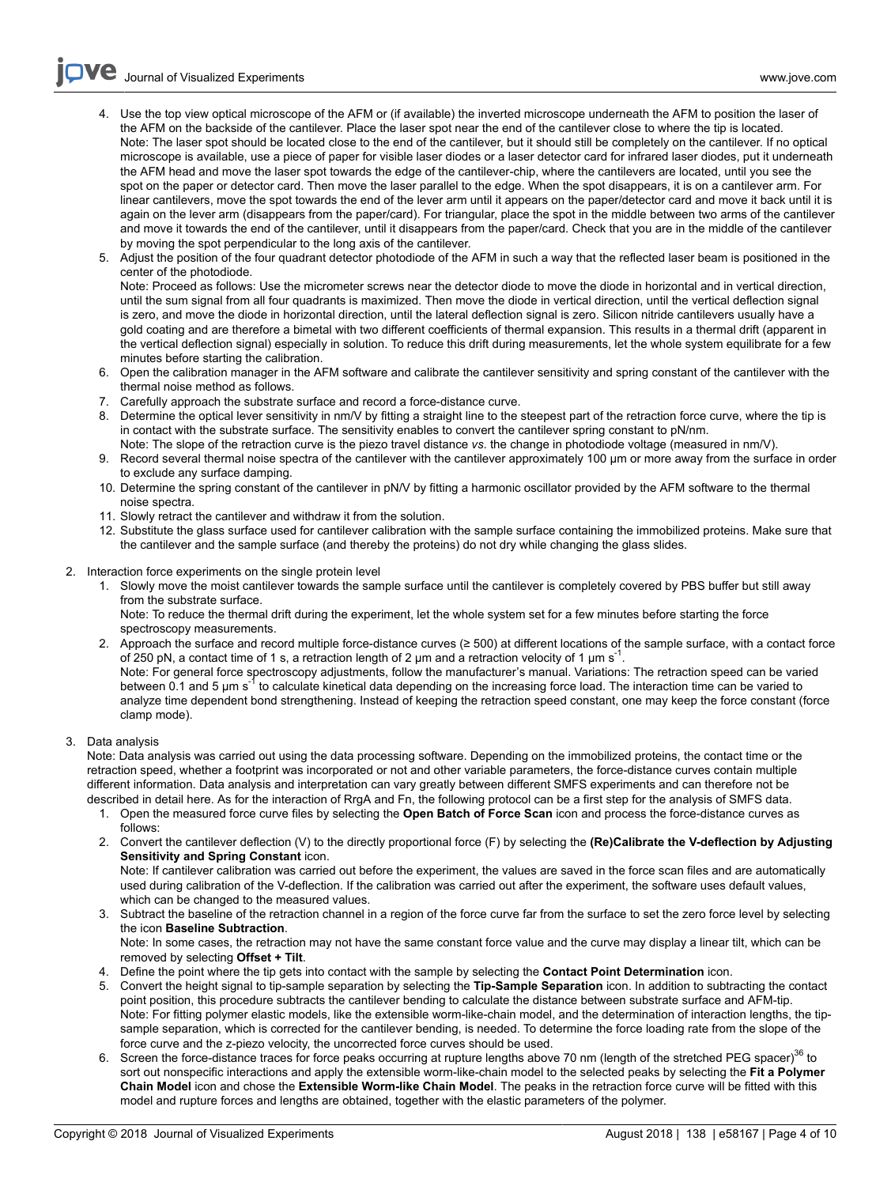4. Use the top view optical microscope of the AFM or (if available) the inverted microscope underneath the AFM to position the laser of the AFM on the backside of the cantilever. Place the laser spot near the end of the cantilever close to where the tip is located.
   Note: The laser spot should be located close to the end of the cantilever, but it should still be completely on the cantilever. If no optical microscope is available, use a piece of paper for visible laser diodes or a laser detector card for infrared laser diodes, put it underneath the AFM head and move the laser spot towards the edge of the cantilever-chip, where the cantilevers are located, until you see the spot on the paper or detector card. Then move the laser parallel to the edge. When the spot disappears, it is on a cantilever arm. For linear cantilevers, move the spot towards the end of the lever arm until it appears on the paper/detector card and move it back until it is again on the lever arm (disappears from the paper/card). For triangular, place the spot in the middle between two arms of the cantilever and move it towards the end of the cantilever, until it disappears from the paper/card. Check that you are in the middle of the cantilever by moving the spot perpendicular to the long axis of the cantilever.
5. Adjust the position of the four quadrant detector photodiode of the AFM in such a way that the reflected laser beam is positioned in the center of the photodiode.
   Note: Proceed as follows: Use the micrometer screws near the detector diode to move the diode in horizontal and in vertical direction, until the sum signal from all four quadrants is maximized. Then move the diode in vertical direction, until the vertical deflection signal is zero, and move the diode in horizontal direction, until the lateral deflection signal is zero. Silicon nitride cantilevers usually have a gold coating and are therefore a bimetal with two different coefficients of thermal expansion. This results in a thermal drift (apparent in the vertical deflection signal) especially in solution. To reduce this drift during measurements, let the whole system equilibrate for a few minutes before starting the calibration.
6. Open the calibration manager in the AFM software and calibrate the cantilever sensitivity and spring constant of the cantilever with the thermal noise method as follows.
7. Carefully approach the substrate surface and record a force-distance curve.
8. Determine the optical lever sensitivity in nm/V by fitting a straight line to the steepest part of the retraction force curve, where the tip is in contact with the substrate surface. The sensitivity enables to convert the cantilever spring constant to pN/nm.
   Note: The slope of the retraction curve is the piezo travel distance *vs.* the change in photodiode voltage (measured in nm/V).
9. Record several thermal noise spectra of the cantilever with the cantilever approximately 100 µm or more away from the surface in order to exclude any surface damping.
10. Determine the spring constant of the cantilever in pN/V by fitting a harmonic oscillator provided by the AFM software to the thermal noise spectra.
11. Slowly retract the cantilever and withdraw it from the solution.
12. Substitute the glass surface used for cantilever calibration with the sample surface containing the immobilized proteins. Make sure that the cantilever and the sample surface (and thereby the proteins) do not dry while changing the glass slides.

2. Interaction force experiments on the single protein level
   1. Slowly move the moist cantilever towards the sample surface until the cantilever is completely covered by PBS buffer but still away from the substrate surface.
      Note: To reduce the thermal drift during the experiment, let the whole system set for a few minutes before starting the force spectroscopy measurements.
   2. Approach the surface and record multiple force-distance curves (≥ 500) at different locations of the sample surface, with a contact force of 250 pN, a contact time of 1 s, a retraction length of 2 µm and a retraction velocity of 1 µm $s^{-1}$.
      Note: For general force spectroscopy adjustments, follow the manufacturer's manual. Variations: The retraction speed can be varied between 0.1 and 5 µm $s^{-1}$ to calculate kinetical data depending on the increasing force load. The interaction time can be varied to analyze time dependent bond strengthening. Instead of keeping the retraction speed constant, one may keep the force constant (force clamp mode).

3. Data analysis
   Note: Data analysis was carried out using the data processing software. Depending on the immobilized proteins, the contact time or the retraction speed, whether a footprint was incorporated or not and other variable parameters, the force-distance curves contain multiple different information. Data analysis and interpretation can vary greatly between different SMFS experiments and can therefore not be described in detail here. As for the interaction of RrgA and Fn, the following protocol can be a first step for the analysis of SMFS data.
   1. Open the measured force curve files by selecting the **Open Batch of Force Scan** icon and process the force-distance curves as follows:
   2. Convert the cantilever deflection (V) to the directly proportional force (F) by selecting the **(Re)Calibrate the V-deflection by Adjusting Sensitivity and Spring Constant** icon.
      Note: If cantilever calibration was carried out before the experiment, the values are saved in the force scan files and are automatically used during calibration of the V-deflection. If the calibration was carried out after the experiment, the software uses default values, which can be changed to the measured values.
   3. Subtract the baseline of the retraction channel in a region of the force curve far from the surface to set the zero force level by selecting the icon **Baseline Subtraction**.
      Note: In some cases, the retraction may not have the same constant force value and the curve may display a linear tilt, which can be removed by selecting **Offset + Tilt**.
   4. Define the point where the tip gets into contact with the sample by selecting the **Contact Point Determination** icon.
   5. Convert the height signal to tip-sample separation by selecting the **Tip-Sample Separation** icon. In addition to subtracting the contact point position, this procedure subtracts the cantilever bending to calculate the distance between substrate surface and AFM-tip.
      Note: For fitting polymer elastic models, like the extensible worm-like-chain model, and the determination of interaction lengths, the tip-sample separation, which is corrected for the cantilever bending, is needed. To determine the force loading rate from the slope of the force curve and the z-piezo velocity, the uncorrected force curves should be used.
   6. Screen the force-distance traces for force peaks occurring at rupture lengths above 70 nm (length of the stretched PEG spacer)[36] to sort out nonspecific interactions and apply the extensible worm-like-chain model to the selected peaks by selecting the **Fit a Polymer Chain Model** icon and chose the **Extensible Worm-like Chain Model**. The peaks in the retraction force curve will be fitted with this model and rupture forces and lengths are obtained, together with the elastic parameters of the polymer.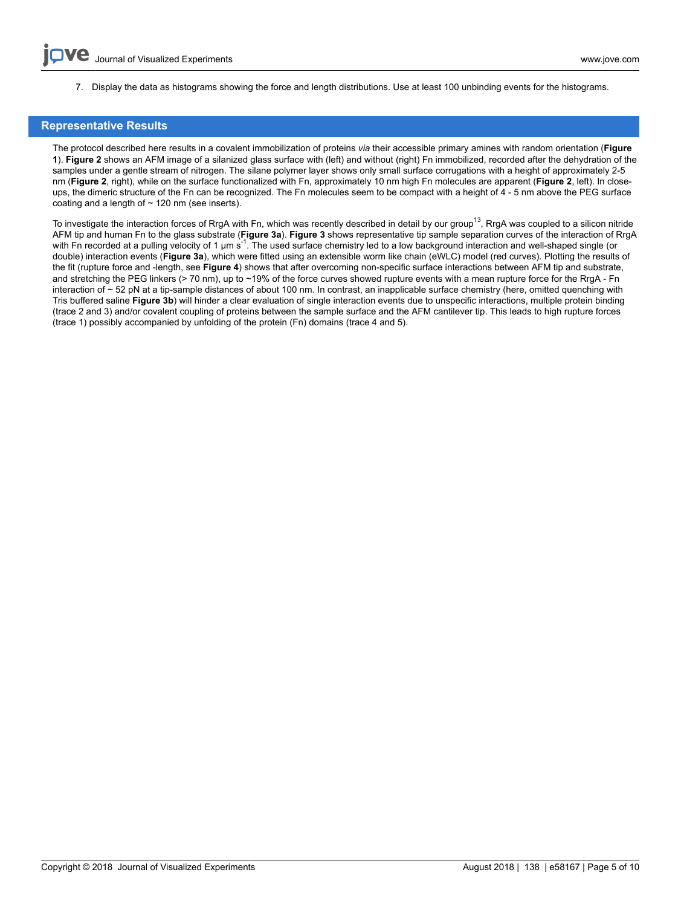7. Display the data as histograms showing the force and length distributions. Use at least 100 unbinding events for the histograms.

## Representative Results

The protocol described here results in a covalent immobilization of proteins *via* their accessible primary amines with random orientation (**Figure 1**). **Figure 2** shows an AFM image of a silanized glass surface with (left) and without (right) Fn immobilized, recorded after the dehydration of the samples under a gentle stream of nitrogen. The silane polymer layer shows only small surface corrugations with a height of approximately 2-5 nm (**Figure 2**, right), while on the surface functionalized with Fn, approximately 10 nm high Fn molecules are apparent (**Figure 2**, left). In close-ups, the dimeric structure of the Fn can be recognized. The Fn molecules seem to be compact with a height of 4 - 5 nm above the PEG surface coating and a length of ~ 120 nm (see inserts).

To investigate the interaction forces of RrgA with Fn, which was recently described in detail by our group[13], RrgA was coupled to a silicon nitride AFM tip and human Fn to the glass substrate (**Figure 3a**). **Figure 3** shows representative tip sample separation curves of the interaction of RrgA with Fn recorded at a pulling velocity of 1 µm $s^{-1}$. The used surface chemistry led to a low background interaction and well-shaped single (or double) interaction events (**Figure 3a**), which were fitted using an extensible worm like chain (eWLC) model (red curves). Plotting the results of the fit (rupture force and -length, see **Figure 4**) shows that after overcoming non-specific surface interactions between AFM tip and substrate, and stretching the PEG linkers (> 70 nm), up to ~19% of the force curves showed rupture events with a mean rupture force for the RrgA - Fn interaction of ~ 52 pN at a tip-sample distances of about 100 nm. In contrast, an inapplicable surface chemistry (here, omitted quenching with Tris buffered saline **Figure 3b**) will hinder a clear evaluation of single interaction events due to unspecific interactions, multiple protein binding (trace 2 and 3) and/or covalent coupling of proteins between the sample surface and the AFM cantilever tip. This leads to high rupture forces (trace 1) possibly accompanied by unfolding of the protein (Fn) domains (trace 4 and 5).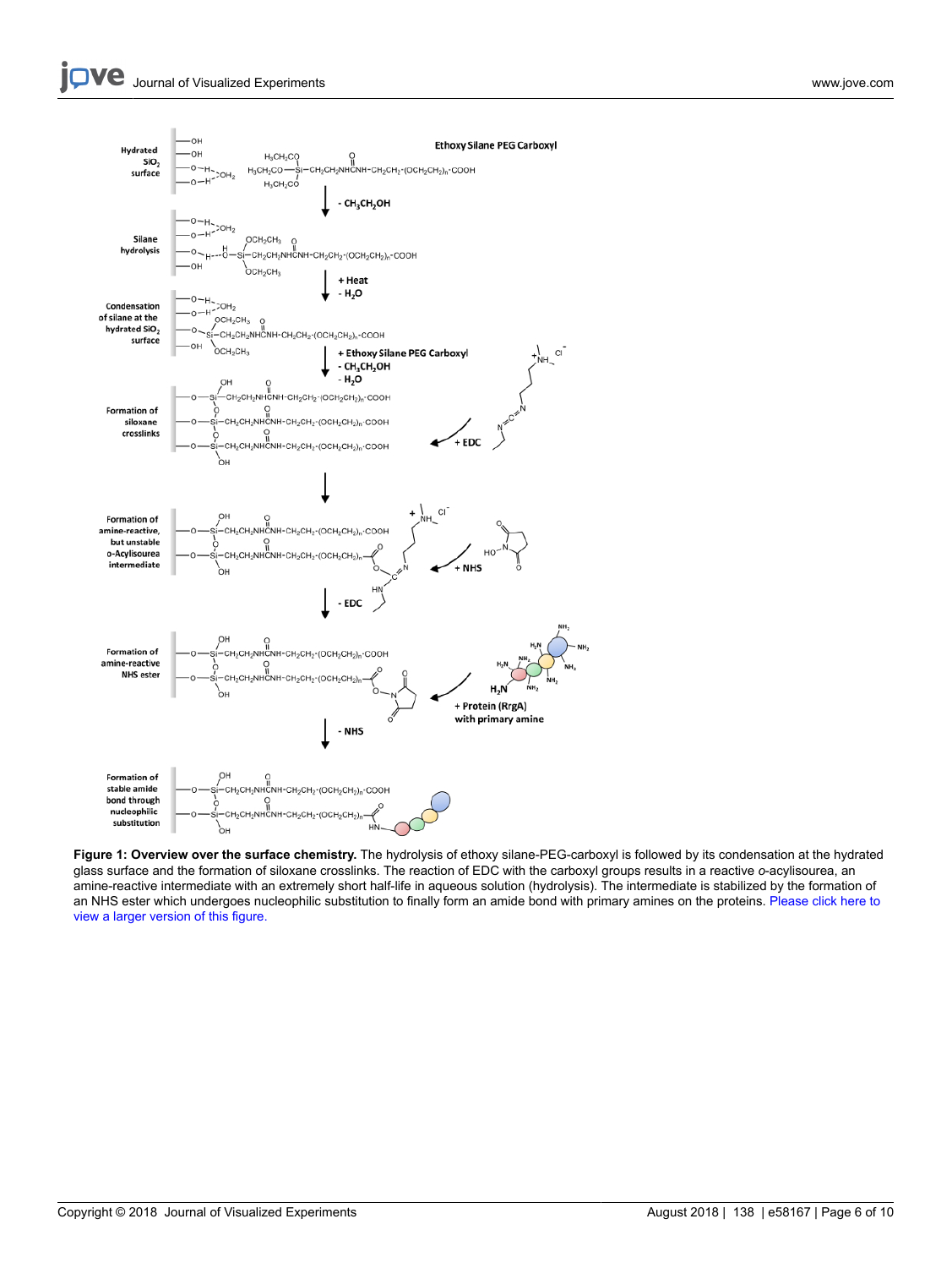**Figure 1: Overview over the surface chemistry.** The hydrolysis of ethoxy silane-PEG-carboxyl is followed by its condensation at the hydrated glass surface and the formation of siloxane crosslinks. The reaction of EDC with the carboxyl groups results in a reactive *o*-acylisourea, an amine-reactive intermediate with an extremely short half-life in aqueous solution (hydrolysis). The intermediate is stabilized by the formation of an NHS ester which undergoes nucleophilic substitution to finally form an amide bond with primary amines on the proteins. Please click here to view a larger version of this figure.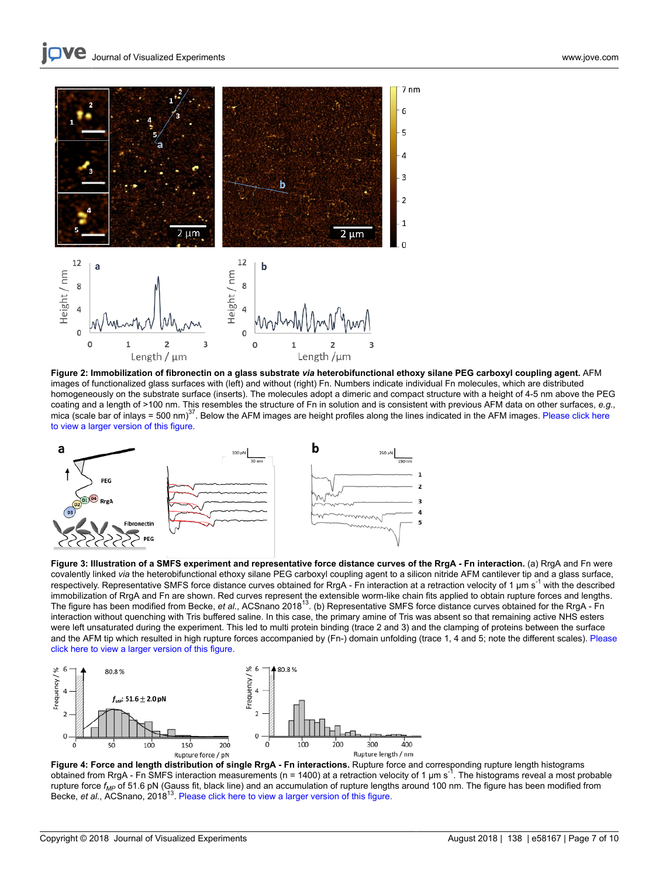**Figure 2: Immobilization of fibronectin on a glass substrate *via* heterobifunctional ethoxy silane PEG carboxyl coupling agent.** AFM images of functionalized glass surfaces with (left) and without (right) Fn. Numbers indicate individual Fn molecules, which are distributed homogeneously on the substrate surface (inserts). The molecules adopt a dimeric and compact structure with a height of 4-5 nm above the PEG coating and a length of >100 nm. This resembles the structure of Fn in solution and is consistent with previous AFM data on other surfaces, *e.g.,* mica (scale bar of inlays = 500 nm)[37]. Below the AFM images are height profiles along the lines indicated in the AFM images. Please click here to view a larger version of this figure.

**Figure 3: Illustration of a SMFS experiment and representative force distance curves of the RrgA - Fn interaction.** (a) RrgA and Fn were covalently linked *via* the heterobifunctional ethoxy silane PEG carboxyl coupling agent to a silicon nitride AFM cantilever tip and a glass surface, respectively. Representative SMFS force distance curves obtained for RrgA - Fn interaction at a retraction velocity of 1 µm $s^{-1}$ with the described immobilization of RrgA and Fn are shown. Red curves represent the extensible worm-like chain fits applied to obtain rupture forces and lengths. The figure has been modified from Becke, *et al.*, ACSnano 2018[13]. (b) Representative SMFS force distance curves obtained for the RrgA - Fn interaction without quenching with Tris buffered saline. In this case, the primary amine of Tris was absent so that remaining active NHS esters were left unsaturated during the experiment. This led to multi protein binding (trace 2 and 3) and the clamping of proteins between the surface and the AFM tip which resulted in high rupture forces accompanied by (Fn-) domain unfolding (trace 1, 4 and 5; note the different scales). Please click here to view a larger version of this figure.

**Figure 4: Force and length distribution of single RrgA - Fn interactions.** Rupture force and corresponding rupture length histograms obtained from RrgA - Fn SMFS interaction measurements (n = 1400) at a retraction velocity of 1 µm $s^{-1}$. The histograms reveal a most probable rupture force $f_{MP}$ of 51.6 pN (Gauss fit, black line) and an accumulation of rupture lengths around 100 nm. The figure has been modified from Becke, *et al.*, ACSnano, 2018[13]. Please click here to view a larger version of this figure.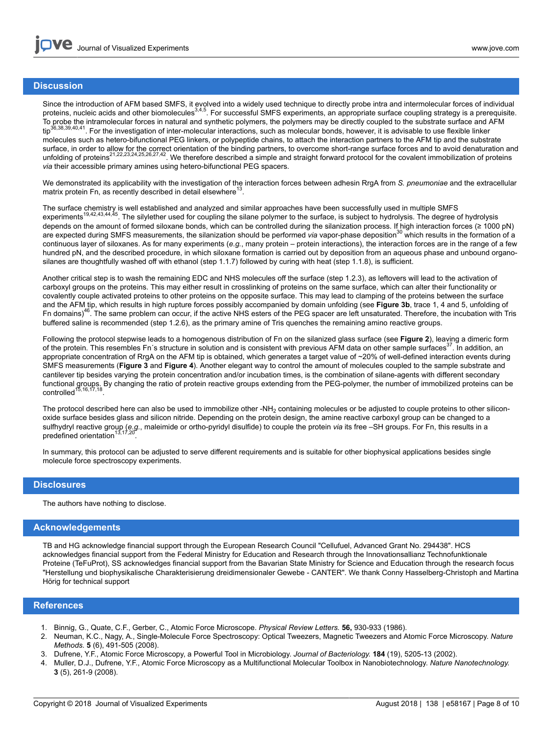## Discussion

Since the introduction of AFM based SMFS, it evolved into a widely used technique to directly probe intra and intermolecular forces of individual proteins, nucleic acids and other biomolecules[3,4,5]. For successful SMFS experiments, an appropriate surface coupling strategy is a prerequisite. To probe the intramolecular forces in natural and synthetic polymers, the polymers may be directly coupled to the substrate surface and AFM tip[36,38,39,40,41]. For the investigation of inter-molecular interactions, such as molecular bonds, however, it is advisable to use flexible linker molecules such as hetero-bifunctional PEG linkers, or polypeptide chains, to attach the interaction partners to the AFM tip and the substrate surface, in order to allow for the correct orientation of the binding partners, to overcome short-range surface forces and to avoid denaturation and unfolding of proteins[21,22,23,24,25,26,27,42]. We therefore described a simple and straight forward protocol for the covalent immobilization of proteins *via* their accessible primary amines using hetero-bifunctional PEG spacers.

We demonstrated its applicability with the investigation of the interaction forces between adhesin RrgA from *S. pneumoniae* and the extracellular matrix protein Fn, as recently described in detail elsewhere[13].

The surface chemistry is well established and analyzed and similar approaches have been successfully used in multiple SMFS experiments[19,42,43,44,45]. The silylether used for coupling the silane polymer to the surface, is subject to hydrolysis. The degree of hydrolysis depends on the amount of formed siloxane bonds, which can be controlled during the silanization process. If high interaction forces (≥ 1000 pN) are expected during SMFS measurements, the silanization should be performed *via* vapor-phase deposition[30] which results in the formation of a continuous layer of siloxanes. As for many experiments (*e.g.*, many protein – protein interactions), the interaction forces are in the range of a few hundred pN, and the described procedure, in which siloxane formation is carried out by deposition from an aqueous phase and unbound organo-silanes are thoughtfully washed off with ethanol (step 1.1.7) followed by curing with heat (step 1.1.8), is sufficient.

Another critical step is to wash the remaining EDC and NHS molecules off the surface (step 1.2.3), as leftovers will lead to the activation of carboxyl groups on the proteins. This may either result in crosslinking of proteins on the same surface, which can alter their functionality or covalently couple activated proteins to other proteins on the opposite surface. This may lead to clamping of the proteins between the surface and the AFM tip, which results in high rupture forces possibly accompanied by domain unfolding (see **Figure 3b**, trace 1, 4 and 5, unfolding of Fn domains)[46]. The same problem can occur, if the active NHS esters of the PEG spacer are left unsaturated. Therefore, the incubation with Tris buffered saline is recommended (step 1.2.6), as the primary amine of Tris quenches the remaining amino reactive groups.

Following the protocol stepwise leads to a homogenous distribution of Fn on the silanized glass surface (see **Figure 2**), leaving a dimeric form of the protein. This resembles Fn´s structure in solution and is consistent with previous AFM data on other sample surfaces[37]. In addition, an appropriate concentration of RrgA on the AFM tip is obtained, which generates a target value of ~20% of well-defined interaction events during SMFS measurements (**Figure 3** and **Figure 4**). Another elegant way to control the amount of molecules coupled to the sample substrate and cantilever tip besides varying the protein concentration and/or incubation times, is the combination of silane-agents with different secondary functional groups. By changing the ratio of protein reactive groups extending from the PEG-polymer, the number of immobilized proteins can be controlled[15,16,17,18].

The protocol described here can also be used to immobilize other -$NH_2$ containing molecules or be adjusted to couple proteins to other silicon-oxide surface besides glass and silicon nitride. Depending on the protein design, the amine reactive carboxyl group can be changed to a sulfhydryl reactive group (*e.g.*, maleimide or ortho-pyridyl disulfide) to couple the protein *via* its free –SH groups. For Fn, this results in a predefined orientation[13,17,20].

In summary, this protocol can be adjusted to serve different requirements and is suitable for other biophysical applications besides single molecule force spectroscopy experiments.

## Disclosures

The authors have nothing to disclose.

## Acknowledgements

TB and HG acknowledge financial support through the European Research Council "Cellufuel, Advanced Grant No. 294438". HCS acknowledges financial support from the Federal Ministry for Education and Research through the Innovationsallianz Technofunktionale Proteine (TeFuProt), SS acknowledges financial support from the Bavarian State Ministry for Science and Education through the research focus "Herstellung und biophysikalische Charakterisierung dreidimensionaler Gewebe - CANTER". We thank Conny Hasselberg-Christoph and Martina Hörig for technical support

## References

1. Binnig, G., Quate, C.F., Gerber, C., Atomic Force Microscope. *Physical Review Letters.* **56,** 930-933 (1986).
2. Neuman, K.C., Nagy, A., Single-Molecule Force Spectroscopy: Optical Tweezers, Magnetic Tweezers and Atomic Force Microscopy. *Nature Methods.* **5** (6), 491-505 (2008).
3. Dufrene, Y.F., Atomic Force Microscopy, a Powerful Tool in Microbiology. *Journal of Bacteriology.* **184** (19), 5205-13 (2002).
4. Muller, D.J., Dufrene, Y.F., Atomic Force Microscopy as a Multifunctional Molecular Toolbox in Nanobiotechnology. *Nature Nanotechnology.* **3** (5), 261-9 (2008).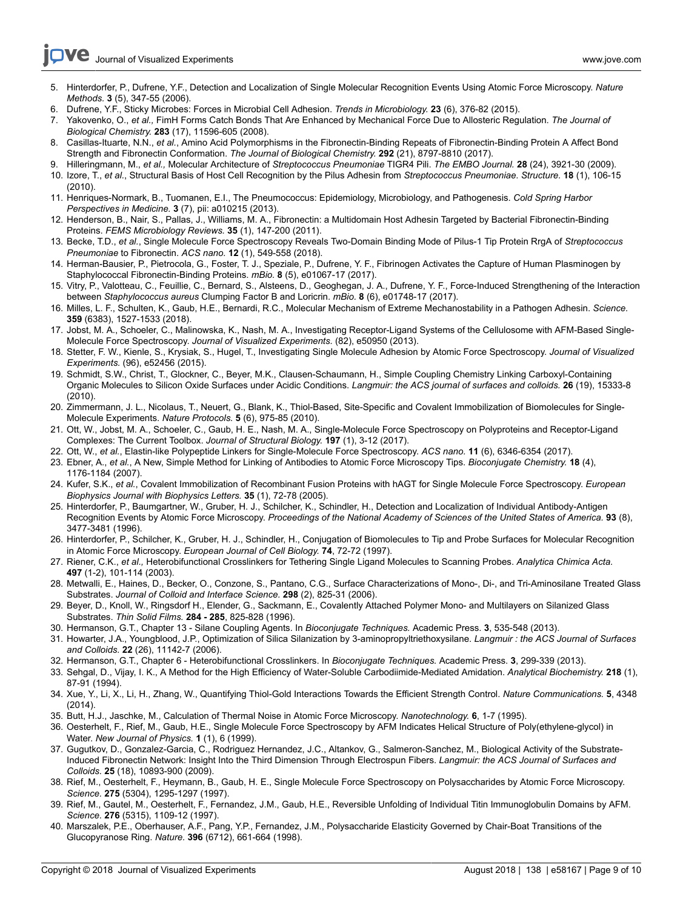5. Hinterdorfer, P., Dufrene, Y.F., Detection and Localization of Single Molecular Recognition Events Using Atomic Force Microscopy. *Nature Methods.* **3** (5), 347-55 (2006).
6. Dufrene, Y.F., Sticky Microbes: Forces in Microbial Cell Adhesion. *Trends in Microbiology.* **23** (6), 376-82 (2015).
7. Yakovenko, O., *et al.,* FimH Forms Catch Bonds That Are Enhanced by Mechanical Force Due to Allosteric Regulation. *The Journal of Biological Chemistry.* **283** (17), 11596-605 (2008).
8. Casillas-Ituarte, N.N., *et al.*, Amino Acid Polymorphisms in the Fibronectin-Binding Repeats of Fibronectin-Binding Protein A Affect Bond Strength and Fibronectin Conformation. *The Journal of Biological Chemistry.* **292** (21), 8797-8810 (2017).
9. Hilleringmann, M., *et al.,* Molecular Architecture of *Streptococcus Pneumoniae* TIGR4 Pili. *The EMBO Journal.* **28** (24), 3921-30 (2009).
10. Izore, T., *et al.*, Structural Basis of Host Cell Recognition by the Pilus Adhesin from *Streptococcus Pneumoniae. Structure.* **18** (1), 106-15 (2010).
11. Henriques-Normark, B., Tuomanen, E.I., The Pneumococcus: Epidemiology, Microbiology, and Pathogenesis. *Cold Spring Harbor Perspectives in Medicine.* **3** (7), pii: a010215 (2013).
12. Henderson, B., Nair, S., Pallas, J., Williams, M. A., Fibronectin: a Multidomain Host Adhesin Targeted by Bacterial Fibronectin-Binding Proteins. *FEMS Microbiology Reviews.* **35** (1), 147-200 (2011).
13. Becke, T.D., *et al.*, Single Molecule Force Spectroscopy Reveals Two-Domain Binding Mode of Pilus-1 Tip Protein RrgA of *Streptococcus Pneumoniae* to Fibronectin. *ACS nano.* **12** (1), 549-558 (2018).
14. Herman-Bausier, P., Pietrocola, G., Foster, T. J., Speziale, P., Dufrene, Y. F., Fibrinogen Activates the Capture of Human Plasminogen by Staphylococcal Fibronectin-Binding Proteins. *mBio.* **8** (5), e01067-17 (2017).
15. Vitry, P., Valotteau, C., Feuillie, C., Bernard, S., Alsteens, D., Geoghegan, J. A., Dufrene, Y. F., Force-Induced Strengthening of the Interaction between *Staphylococcus aureus* Clumping Factor B and Loricrin. *mBio.* **8** (6), e01748-17 (2017).
16. Milles, L. F., Schulten, K., Gaub, H.E., Bernardi, R.C., Molecular Mechanism of Extreme Mechanostability in a Pathogen Adhesin. *Science.* **359** (6383), 1527-1533 (2018).
17. Jobst, M. A., Schoeler, C., Malinowska, K., Nash, M. A., Investigating Receptor-Ligand Systems of the Cellulosome with AFM-Based Single-Molecule Force Spectroscopy. *Journal of Visualized Experiments.* (82), e50950 (2013).
18. Stetter, F. W., Kienle, S., Krysiak, S., Hugel, T., Investigating Single Molecule Adhesion by Atomic Force Spectroscopy. *Journal of Visualized Experiments.* (96), e52456 (2015).
19. Schmidt, S.W., Christ, T., Glockner, C., Beyer, M.K., Clausen-Schaumann, H., Simple Coupling Chemistry Linking Carboxyl-Containing Organic Molecules to Silicon Oxide Surfaces under Acidic Conditions. *Langmuir: the ACS journal of surfaces and colloids.* **26** (19), 15333-8 (2010).
20. Zimmermann, J. L., Nicolaus, T., Neuert, G., Blank, K., Thiol-Based, Site-Specific and Covalent Immobilization of Biomolecules for Single-Molecule Experiments. *Nature Protocols.* **5** (6), 975-85 (2010).
21. Ott, W., Jobst, M. A., Schoeler, C., Gaub, H. E., Nash, M. A., Single-Molecule Force Spectroscopy on Polyproteins and Receptor-Ligand Complexes: The Current Toolbox. *Journal of Structural Biology.* **197** (1), 3-12 (2017).
22. Ott, W., *et al.*, Elastin-like Polypeptide Linkers for Single-Molecule Force Spectroscopy. *ACS nano.* **11** (6), 6346-6354 (2017).
23. Ebner, A., *et al.*, A New, Simple Method for Linking of Antibodies to Atomic Force Microscopy Tips. *Bioconjugate Chemistry.* **18** (4), 1176-1184 (2007).
24. Kufer, S.K., *et al.*, Covalent Immobilization of Recombinant Fusion Proteins with hAGT for Single Molecule Force Spectroscopy. *European Biophysics Journal with Biophysics Letters.* **35** (1), 72-78 (2005).
25. Hinterdorfer, P., Baumgartner, W., Gruber, H. J., Schilcher, K., Schindler, H., Detection and Localization of Individual Antibody-Antigen Recognition Events by Atomic Force Microscopy. *Proceedings of the National Academy of Sciences of the United States of America.* **93** (8), 3477-3481 (1996).
26. Hinterdorfer, P., Schilcher, K., Gruber, H. J., Schindler, H., Conjugation of Biomolecules to Tip and Probe Surfaces for Molecular Recognition in Atomic Force Microscopy. *European Journal of Cell Biology.* **74**, 72-72 (1997).
27. Riener, C.K., *et al.,* Heterobifunctional Crosslinkers for Tethering Single Ligand Molecules to Scanning Probes. *Analytica Chimica Acta.* **497** (1-2), 101-114 (2003).
28. Metwalli, E., Haines, D., Becker, O., Conzone, S., Pantano, C.G., Surface Characterizations of Mono-, Di-, and Tri-Aminosilane Treated Glass Substrates. *Journal of Colloid and Interface Science.* **298** (2), 825-31 (2006).
29. Beyer, D., Knoll, W., Ringsdorf H., Elender, G., Sackmann, E., Covalently Attached Polymer Mono- and Multilayers on Silanized Glass Substrates. *Thin Solid Films.* **284 - 285**, 825-828 (1996).
30. Hermanson, G.T., Chapter 13 - Silane Coupling Agents. In *Bioconjugate Techniques.* Academic Press. **3**, 535-548 (2013).
31. Howarter, J.A., Youngblood, J.P., Optimization of Silica Silanization by 3-aminopropyltriethoxysilane. *Langmuir : the ACS Journal of Surfaces and Colloids.* **22** (26), 11142-7 (2006).
32. Hermanson, G.T., Chapter 6 - Heterobifunctional Crosslinkers. In *Bioconjugate Techniques.* Academic Press. **3**, 299-339 (2013).
33. Sehgal, D., Vijay, I. K., A Method for the High Efficiency of Water-Soluble Carbodiimide-Mediated Amidation. *Analytical Biochemistry.* **218** (1), 87-91 (1994).
34. Xue, Y., Li, X., Li, H., Zhang, W., Quantifying Thiol-Gold Interactions Towards the Efficient Strength Control. *Nature Communications.* **5**, 4348 (2014).
35. Butt, H.J., Jaschke, M., Calculation of Thermal Noise in Atomic Force Microscopy. *Nanotechnology.* **6**, 1-7 (1995).
36. Oesterhelt, F., Rief, M., Gaub, H.E., Single Molecule Force Spectroscopy by AFM Indicates Helical Structure of Poly(ethylene-glycol) in Water. *New Journal of Physics.* **1** (1), 6 (1999).
37. Gugutkov, D., Gonzalez-Garcia, C., Rodriguez Hernandez, J.C., Altankov, G., Salmeron-Sanchez, M., Biological Activity of the Substrate-Induced Fibronectin Network: Insight Into the Third Dimension Through Electrospun Fibers. *Langmuir: the ACS Journal of Surfaces and Colloids.* **25** (18), 10893-900 (2009).
38. Rief, M., Oesterhelt, F., Heymann, B., Gaub, H. E., Single Molecule Force Spectroscopy on Polysaccharides by Atomic Force Microscopy. *Science.* **275** (5304), 1295-1297 (1997).
39. Rief, M., Gautel, M., Oesterhelt, F., Fernandez, J.M., Gaub, H.E., Reversible Unfolding of Individual Titin Immunoglobulin Domains by AFM. *Science.* **276** (5315), 1109-12 (1997).
40. Marszalek, P.E., Oberhauser, A.F., Pang, Y.P., Fernandez, J.M., Polysaccharide Elasticity Governed by Chair-Boat Transitions of the Glucopyranose Ring. *Nature.* **396** (6712), 661-664 (1998).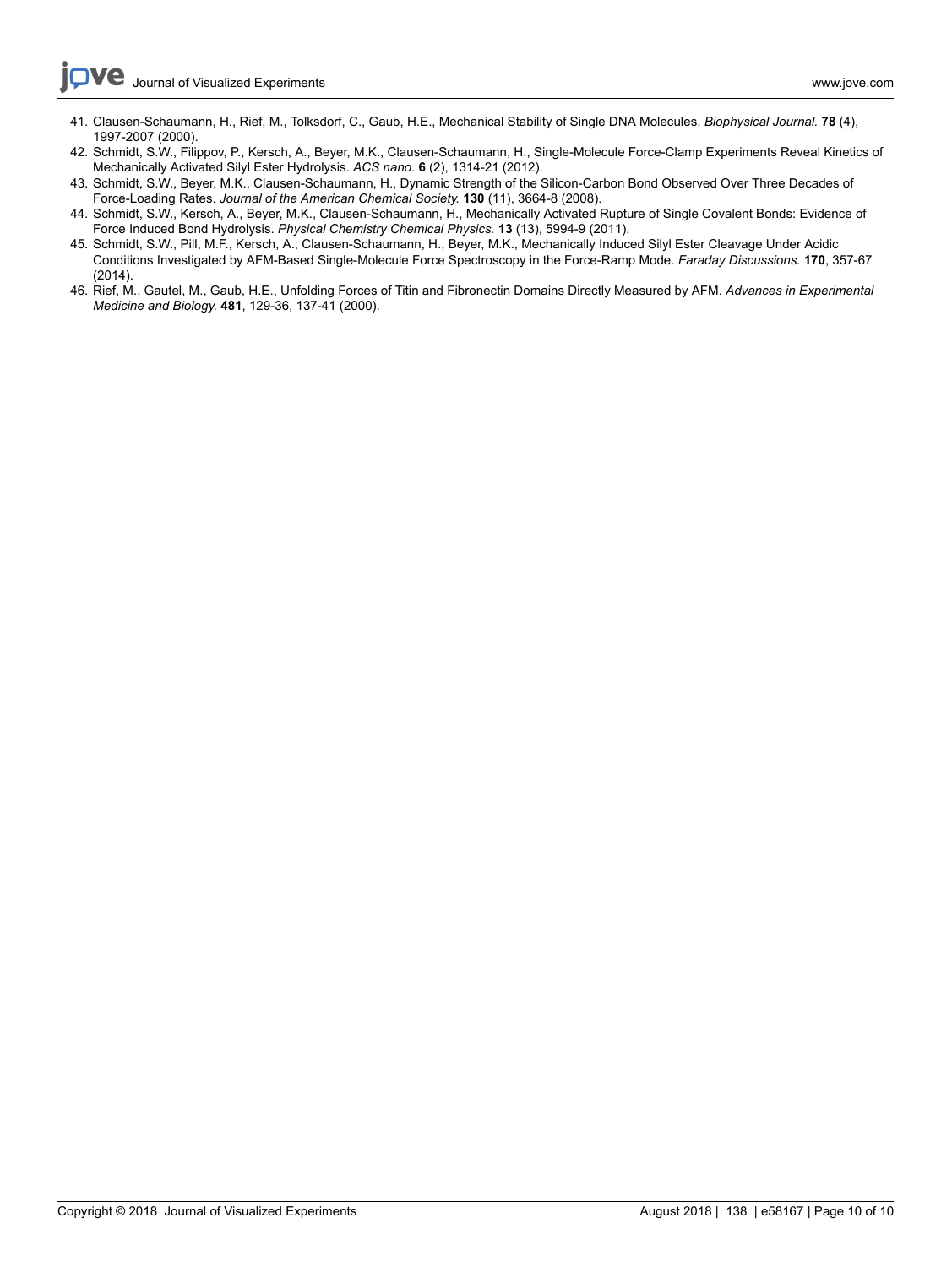41. Clausen-Schaumann, H., Rief, M., Tolksdorf, C., Gaub, H.E., Mechanical Stability of Single DNA Molecules. *Biophysical Journal.* **78** (4), 1997-2007 (2000).
42. Schmidt, S.W., Filippov, P., Kersch, A., Beyer, M.K., Clausen-Schaumann, H., Single-Molecule Force-Clamp Experiments Reveal Kinetics of Mechanically Activated Silyl Ester Hydrolysis. *ACS nano.* **6** (2), 1314-21 (2012).
43. Schmidt, S.W., Beyer, M.K., Clausen-Schaumann, H., Dynamic Strength of the Silicon-Carbon Bond Observed Over Three Decades of Force-Loading Rates. *Journal of the American Chemical Society.* **130** (11), 3664-8 (2008).
44. Schmidt, S.W., Kersch, A., Beyer, M.K., Clausen-Schaumann, H., Mechanically Activated Rupture of Single Covalent Bonds: Evidence of Force Induced Bond Hydrolysis. *Physical Chemistry Chemical Physics.* **13** (13), 5994-9 (2011).
45. Schmidt, S.W., Pill, M.F., Kersch, A., Clausen-Schaumann, H., Beyer, M.K., Mechanically Induced Silyl Ester Cleavage Under Acidic Conditions Investigated by AFM-Based Single-Molecule Force Spectroscopy in the Force-Ramp Mode. *Faraday Discussions.* **170**, 357-67 (2014).
46. Rief, M., Gautel, M., Gaub, H.E., Unfolding Forces of Titin and Fibronectin Domains Directly Measured by AFM. *Advances in Experimental Medicine and Biology.* **481**, 129-36, 137-41 (2000).